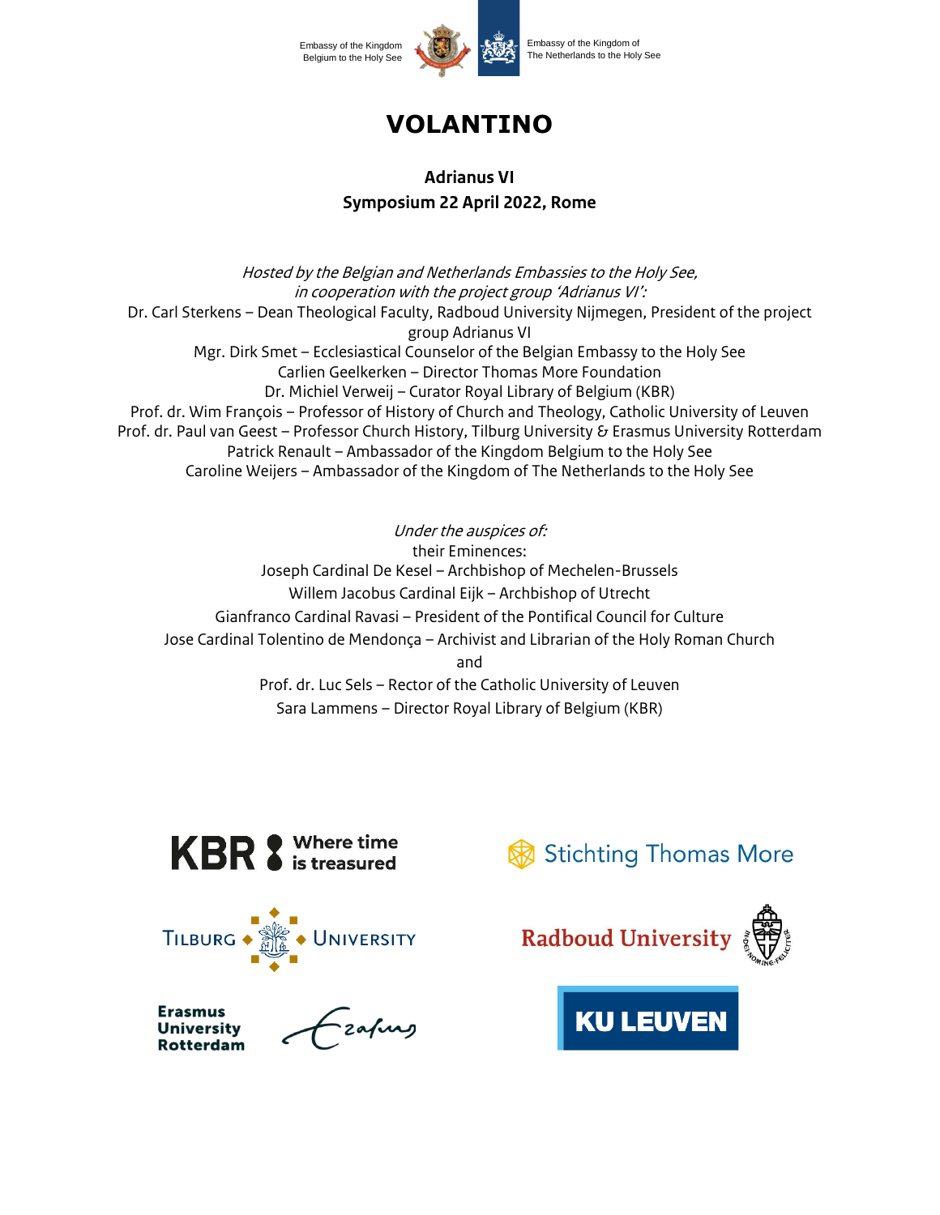Embassy of the Kingdom Belgium to the Holy See

Embassy of the Kingdom of The Netherlands to the Holy See

# VOLANTINO

**Adrianus VI**
**Symposium 22 April 2022, Rome**

*Hosted by the Belgian and Netherlands Embassies to the Holy See, in cooperation with the project group 'Adrianus VI':*

Dr. Carl Sterkens – Dean Theological Faculty, Radboud University Nijmegen, President of the project group Adrianus VI
Mgr. Dirk Smet – Ecclesiastical Counselor of the Belgian Embassy to the Holy See
Carlien Geelkerken – Director Thomas More Foundation
Dr. Michiel Verweij – Curator Royal Library of Belgium (KBR)
Prof. dr. Wim François – Professor of History of Church and Theology, Catholic University of Leuven
Prof. dr. Paul van Geest – Professor Church History, Tilburg University & Erasmus University Rotterdam
Patrick Renault – Ambassador of the Kingdom Belgium to the Holy See
Caroline Weijers – Ambassador of the Kingdom of The Netherlands to the Holy See

*Under the auspices of:*
their Eminences:
Joseph Cardinal De Kesel – Archbishop of Mechelen-Brussels
Willem Jacobus Cardinal Eijk – Archbishop of Utrecht
Gianfranco Cardinal Ravasi – President of the Pontifical Council for Culture
Jose Cardinal Tolentino de Mendonça – Archivist and Librarian of the Holy Roman Church
and
Prof. dr. Luc Sels – Rector of the Catholic University of Leuven
Sara Lammens – Director Royal Library of Belgium (KBR)

KBR Where time is treasured

Stichting Thomas More

Tilburg University

Radboud University

Erasmus University Rotterdam

KU LEUVEN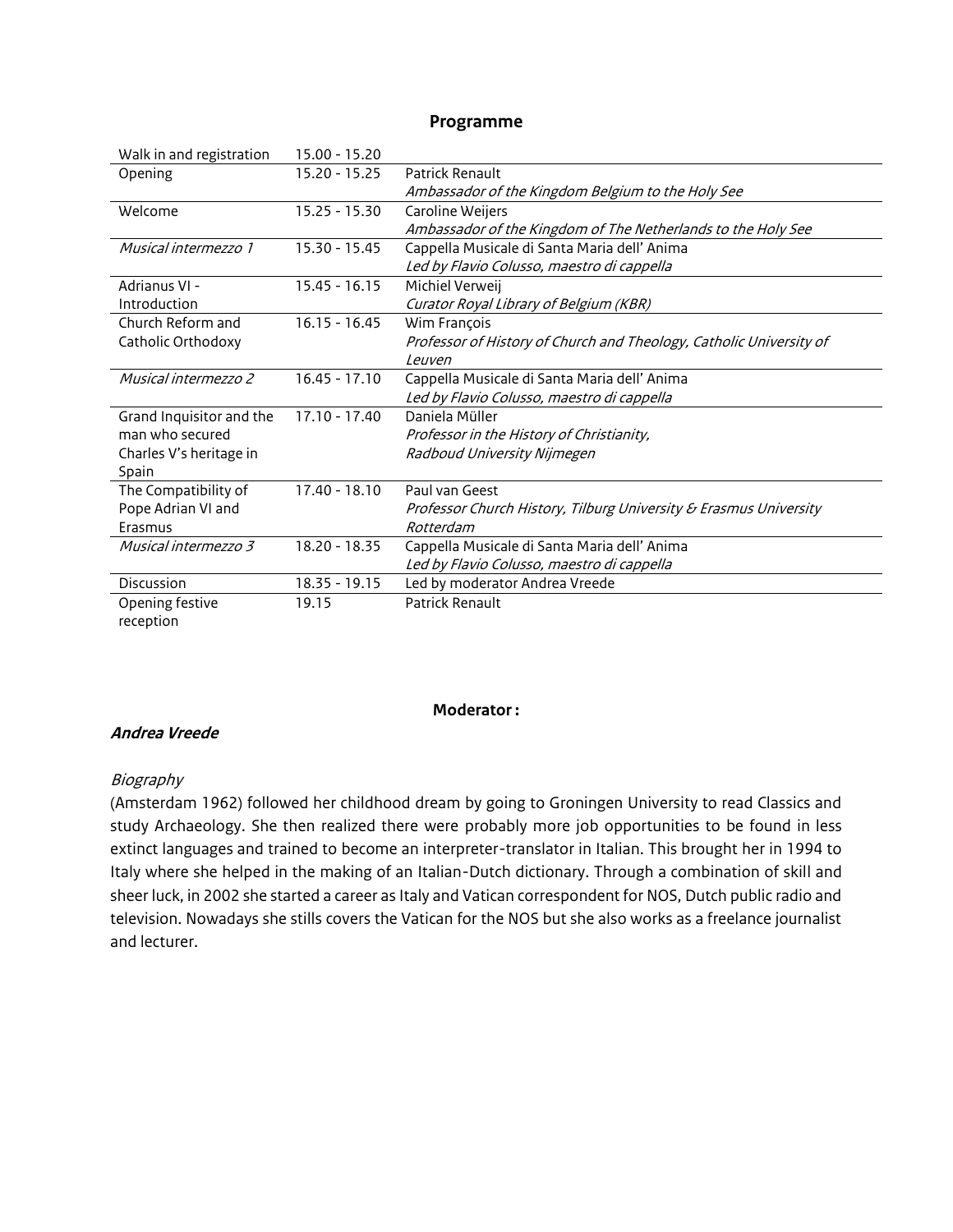## Programme

| | | |
|---|---|---|
| Walk in and registration | 15.00 - 15.20 | |
| Opening | 15.20 - 15.25 | Patrick Renault<br>*Ambassador of the Kingdom Belgium to the Holy See* |
| Welcome | 15.25 - 15.30 | Caroline Weijers<br>*Ambassador of the Kingdom of The Netherlands to the Holy See* |
| *Musical intermezzo 1* | 15.30 - 15.45 | Cappella Musicale di Santa Maria dell' Anima<br>*Led by Flavio Colusso, maestro di cappella* |
| Adrianus VI - Introduction | 15.45 - 16.15 | Michiel Verweij<br>*Curator Royal Library of Belgium (KBR)* |
| Church Reform and Catholic Orthodoxy | 16.15 - 16.45 | Wim François<br>*Professor of History of Church and Theology, Catholic University of Leuven* |
| *Musical intermezzo 2* | 16.45 - 17.10 | Cappella Musicale di Santa Maria dell' Anima<br>*Led by Flavio Colusso, maestro di cappella* |
| Grand Inquisitor and the man who secured Charles V's heritage in Spain | 17.10 - 17.40 | Daniela Müller<br>*Professor in the History of Christianity, Radboud University Nijmegen* |
| The Compatibility of Pope Adrian VI and Erasmus | 17.40 - 18.10 | Paul van Geest<br>*Professor Church History, Tilburg University & Erasmus University Rotterdam* |
| *Musical intermezzo 3* | 18.20 - 18.35 | Cappella Musicale di Santa Maria dell' Anima<br>*Led by Flavio Colusso, maestro di cappella* |
| Discussion | 18.35 - 19.15 | Led by moderator Andrea Vreede |
| Opening festive reception | 19.15 | Patrick Renault |

**Moderator :**

***Andrea Vreede***

*Biography*

(Amsterdam 1962) followed her childhood dream by going to Groningen University to read Classics and study Archaeology. She then realized there were probably more job opportunities to be found in less extinct languages and trained to become an interpreter-translator in Italian. This brought her in 1994 to Italy where she helped in the making of an Italian-Dutch dictionary. Through a combination of skill and sheer luck, in 2002 she started a career as Italy and Vatican correspondent for NOS, Dutch public radio and television. Nowadays she stills covers the Vatican for the NOS but she also works as a freelance journalist and lecturer.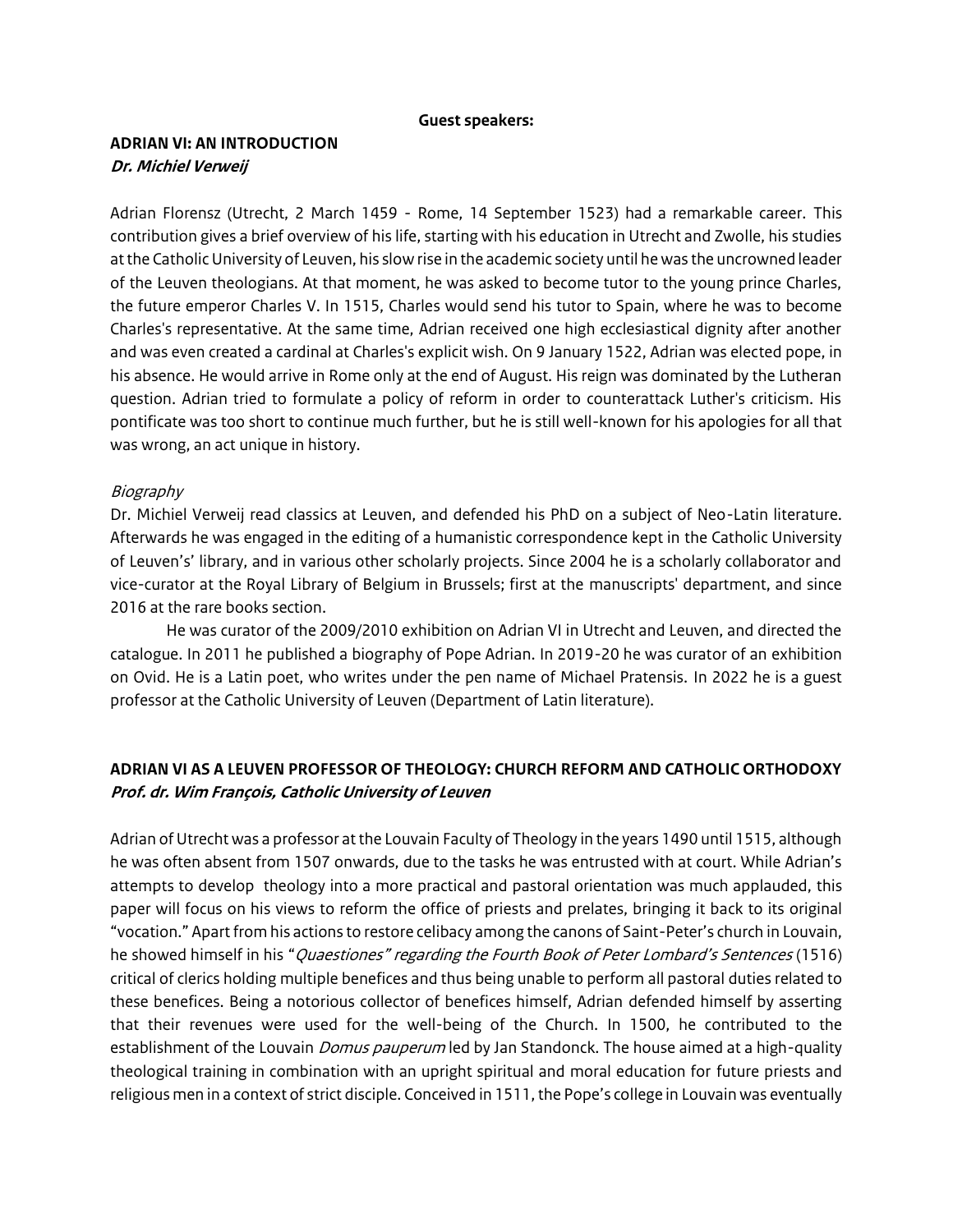**Guest speakers:**

## ADRIAN VI: AN INTRODUCTION

***Dr. Michiel Verweij***

Adrian Florensz (Utrecht, 2 March 1459 - Rome, 14 September 1523) had a remarkable career. This contribution gives a brief overview of his life, starting with his education in Utrecht and Zwolle, his studies at the Catholic University of Leuven, his slow rise in the academic society until he was the uncrowned leader of the Leuven theologians. At that moment, he was asked to become tutor to the young prince Charles, the future emperor Charles V. In 1515, Charles would send his tutor to Spain, where he was to become Charles's representative. At the same time, Adrian received one high ecclesiastical dignity after another and was even created a cardinal at Charles's explicit wish. On 9 January 1522, Adrian was elected pope, in his absence. He would arrive in Rome only at the end of August. His reign was dominated by the Lutheran question. Adrian tried to formulate a policy of reform in order to counterattack Luther's criticism. His pontificate was too short to continue much further, but he is still well-known for his apologies for all that was wrong, an act unique in history.

*Biography*

Dr. Michiel Verweij read classics at Leuven, and defended his PhD on a subject of Neo-Latin literature. Afterwards he was engaged in the editing of a humanistic correspondence kept in the Catholic University of Leuven's' library, and in various other scholarly projects. Since 2004 he is a scholarly collaborator and vice-curator at the Royal Library of Belgium in Brussels; first at the manuscripts' department, and since 2016 at the rare books section.

He was curator of the 2009/2010 exhibition on Adrian VI in Utrecht and Leuven, and directed the catalogue. In 2011 he published a biography of Pope Adrian. In 2019-20 he was curator of an exhibition on Ovid. He is a Latin poet, who writes under the pen name of Michael Pratensis. In 2022 he is a guest professor at the Catholic University of Leuven (Department of Latin literature).

## ADRIAN VI AS A LEUVEN PROFESSOR OF THEOLOGY: CHURCH REFORM AND CATHOLIC ORTHODOXY

***Prof. dr. Wim François, Catholic University of Leuven***

Adrian of Utrecht was a professor at the Louvain Faculty of Theology in the years 1490 until 1515, although he was often absent from 1507 onwards, due to the tasks he was entrusted with at court. While Adrian's attempts to develop theology into a more practical and pastoral orientation was much applauded, this paper will focus on his views to reform the office of priests and prelates, bringing it back to its original "vocation." Apart from his actions to restore celibacy among the canons of Saint-Peter's church in Louvain, he showed himself in his "*Quaestiones" regarding the Fourth Book of Peter Lombard's Sentences* (1516) critical of clerics holding multiple benefices and thus being unable to perform all pastoral duties related to these benefices. Being a notorious collector of benefices himself, Adrian defended himself by asserting that their revenues were used for the well-being of the Church. In 1500, he contributed to the establishment of the Louvain *Domus pauperum* led by Jan Standonck. The house aimed at a high-quality theological training in combination with an upright spiritual and moral education for future priests and religious men in a context of strict disciple. Conceived in 1511, the Pope's college in Louvain was eventually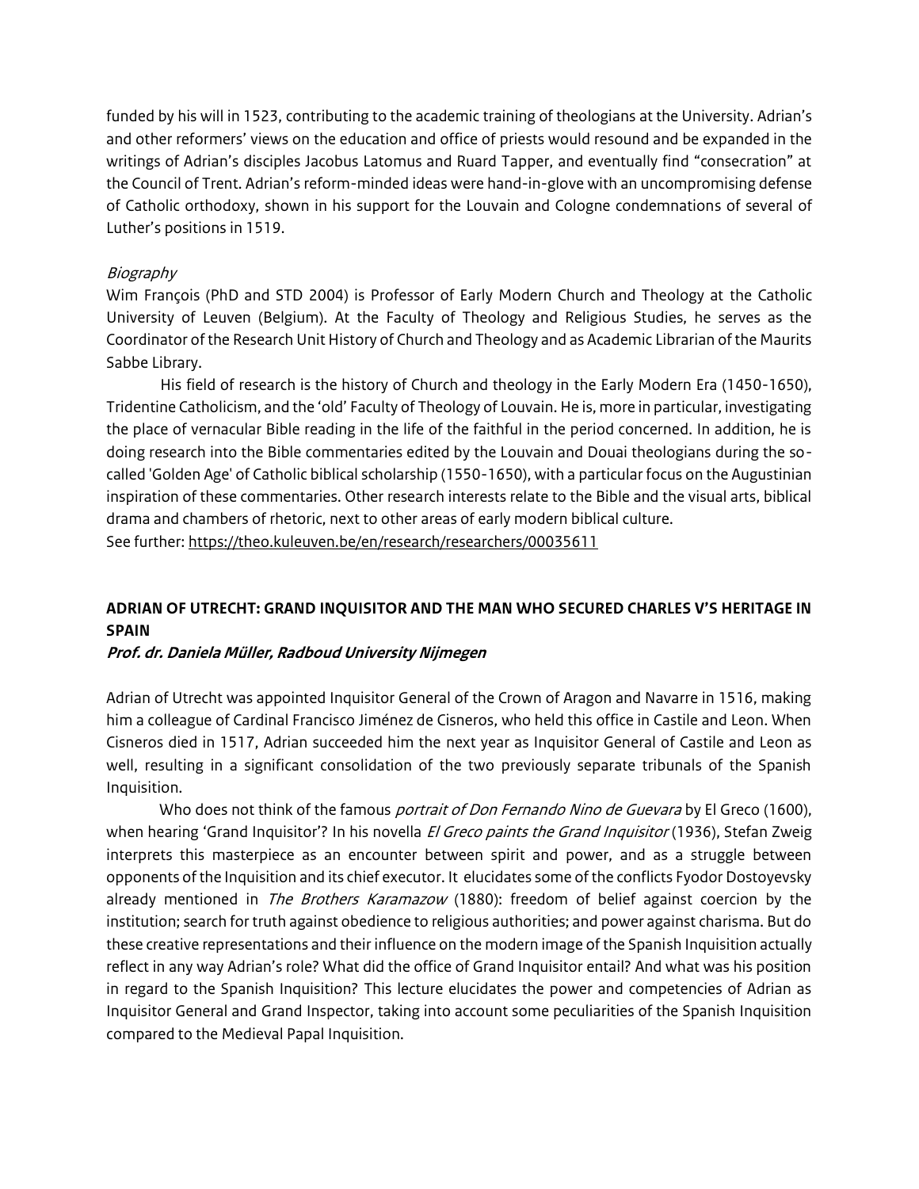funded by his will in 1523, contributing to the academic training of theologians at the University. Adrian's and other reformers' views on the education and office of priests would resound and be expanded in the writings of Adrian's disciples Jacobus Latomus and Ruard Tapper, and eventually find "consecration" at the Council of Trent. Adrian's reform-minded ideas were hand-in-glove with an uncompromising defense of Catholic orthodoxy, shown in his support for the Louvain and Cologne condemnations of several of Luther's positions in 1519.

*Biography*

Wim François (PhD and STD 2004) is Professor of Early Modern Church and Theology at the Catholic University of Leuven (Belgium). At the Faculty of Theology and Religious Studies, he serves as the Coordinator of the Research Unit History of Church and Theology and as Academic Librarian of the Maurits Sabbe Library.

His field of research is the history of Church and theology in the Early Modern Era (1450-1650), Tridentine Catholicism, and the 'old' Faculty of Theology of Louvain. He is, more in particular, investigating the place of vernacular Bible reading in the life of the faithful in the period concerned. In addition, he is doing research into the Bible commentaries edited by the Louvain and Douai theologians during the so-called 'Golden Age' of Catholic biblical scholarship (1550-1650), with a particular focus on the Augustinian inspiration of these commentaries. Other research interests relate to the Bible and the visual arts, biblical drama and chambers of rhetoric, next to other areas of early modern biblical culture.
See further: https://theo.kuleuven.be/en/research/researchers/00035611

## ADRIAN OF UTRECHT: GRAND INQUISITOR AND THE MAN WHO SECURED CHARLES V'S HERITAGE IN SPAIN

***Prof. dr. Daniela Müller, Radboud University Nijmegen***

Adrian of Utrecht was appointed Inquisitor General of the Crown of Aragon and Navarre in 1516, making him a colleague of Cardinal Francisco Jiménez de Cisneros, who held this office in Castile and Leon. When Cisneros died in 1517, Adrian succeeded him the next year as Inquisitor General of Castile and Leon as well, resulting in a significant consolidation of the two previously separate tribunals of the Spanish Inquisition.

Who does not think of the famous *portrait of Don Fernando Nino de Guevara* by El Greco (1600), when hearing 'Grand Inquisitor'? In his novella *El Greco paints the Grand Inquisitor* (1936), Stefan Zweig interprets this masterpiece as an encounter between spirit and power, and as a struggle between opponents of the Inquisition and its chief executor. It elucidates some of the conflicts Fyodor Dostoyevsky already mentioned in *The Brothers Karamazow* (1880): freedom of belief against coercion by the institution; search for truth against obedience to religious authorities; and power against charisma. But do these creative representations and their influence on the modern image of the Spanish Inquisition actually reflect in any way Adrian's role? What did the office of Grand Inquisitor entail? And what was his position in regard to the Spanish Inquisition? This lecture elucidates the power and competencies of Adrian as Inquisitor General and Grand Inspector, taking into account some peculiarities of the Spanish Inquisition compared to the Medieval Papal Inquisition.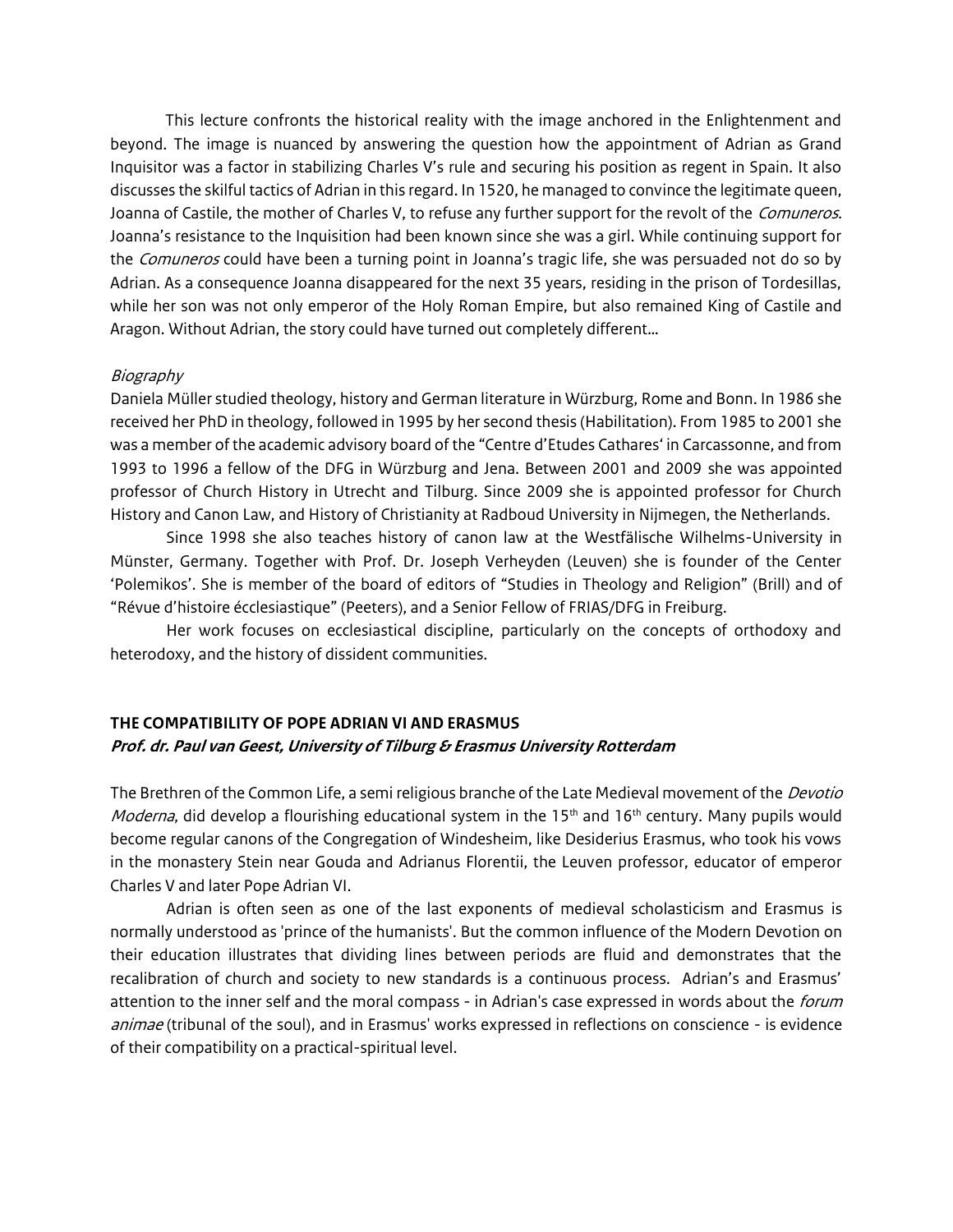This lecture confronts the historical reality with the image anchored in the Enlightenment and beyond. The image is nuanced by answering the question how the appointment of Adrian as Grand Inquisitor was a factor in stabilizing Charles V's rule and securing his position as regent in Spain. It also discusses the skilful tactics of Adrian in this regard. In 1520, he managed to convince the legitimate queen, Joanna of Castile, the mother of Charles V, to refuse any further support for the revolt of the *Comuneros*. Joanna's resistance to the Inquisition had been known since she was a girl. While continuing support for the *Comuneros* could have been a turning point in Joanna's tragic life, she was persuaded not do so by Adrian. As a consequence Joanna disappeared for the next 35 years, residing in the prison of Tordesillas, while her son was not only emperor of the Holy Roman Empire, but also remained King of Castile and Aragon. Without Adrian, the story could have turned out completely different…

*Biography*

Daniela Müller studied theology, history and German literature in Würzburg, Rome and Bonn. In 1986 she received her PhD in theology, followed in 1995 by her second thesis (Habilitation). From 1985 to 2001 she was a member of the academic advisory board of the "Centre d'Etudes Cathares' in Carcassonne, and from 1993 to 1996 a fellow of the DFG in Würzburg and Jena. Between 2001 and 2009 she was appointed professor of Church History in Utrecht and Tilburg. Since 2009 she is appointed professor for Church History and Canon Law, and History of Christianity at Radboud University in Nijmegen, the Netherlands.

Since 1998 she also teaches history of canon law at the Westfälische Wilhelms-University in Münster, Germany. Together with Prof. Dr. Joseph Verheyden (Leuven) she is founder of the Center 'Polemikos'. She is member of the board of editors of "Studies in Theology and Religion" (Brill) and of "Révue d'histoire écclesiastique" (Peeters), and a Senior Fellow of FRIAS/DFG in Freiburg.

Her work focuses on ecclesiastical discipline, particularly on the concepts of orthodoxy and heterodoxy, and the history of dissident communities.

## THE COMPATIBILITY OF POPE ADRIAN VI AND ERASMUS

***Prof. dr. Paul van Geest, University of Tilburg & Erasmus University Rotterdam***

The Brethren of the Common Life, a semi religious branche of the Late Medieval movement of the *Devotio Moderna*, did develop a flourishing educational system in the 15th and 16th century. Many pupils would become regular canons of the Congregation of Windesheim, like Desiderius Erasmus, who took his vows in the monastery Stein near Gouda and Adrianus Florentii, the Leuven professor, educator of emperor Charles V and later Pope Adrian VI.

Adrian is often seen as one of the last exponents of medieval scholasticism and Erasmus is normally understood as 'prince of the humanists'. But the common influence of the Modern Devotion on their education illustrates that dividing lines between periods are fluid and demonstrates that the recalibration of church and society to new standards is a continuous process. Adrian's and Erasmus' attention to the inner self and the moral compass - in Adrian's case expressed in words about the *forum animae* (tribunal of the soul), and in Erasmus' works expressed in reflections on conscience - is evidence of their compatibility on a practical-spiritual level.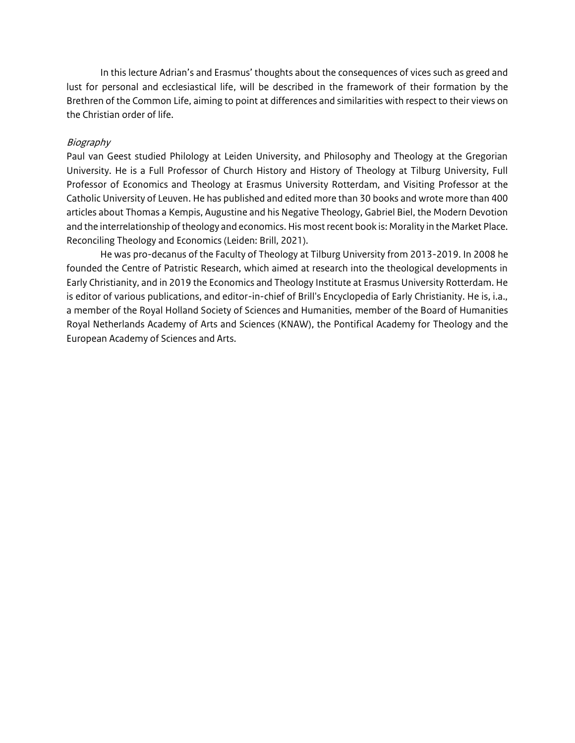In this lecture Adrian's and Erasmus' thoughts about the consequences of vices such as greed and lust for personal and ecclesiastical life, will be described in the framework of their formation by the Brethren of the Common Life, aiming to point at differences and similarities with respect to their views on the Christian order of life.

*Biography*

Paul van Geest studied Philology at Leiden University, and Philosophy and Theology at the Gregorian University. He is a Full Professor of Church History and History of Theology at Tilburg University, Full Professor of Economics and Theology at Erasmus University Rotterdam, and Visiting Professor at the Catholic University of Leuven. He has published and edited more than 30 books and wrote more than 400 articles about Thomas a Kempis, Augustine and his Negative Theology, Gabriel Biel, the Modern Devotion and the interrelationship of theology and economics. His most recent book is: Morality in the Market Place. Reconciling Theology and Economics (Leiden: Brill, 2021).

He was pro-decanus of the Faculty of Theology at Tilburg University from 2013-2019. In 2008 he founded the Centre of Patristic Research, which aimed at research into the theological developments in Early Christianity, and in 2019 the Economics and Theology Institute at Erasmus University Rotterdam. He is editor of various publications, and editor-in-chief of Brill's Encyclopedia of Early Christianity. He is, i.a., a member of the Royal Holland Society of Sciences and Humanities, member of the Board of Humanities Royal Netherlands Academy of Arts and Sciences (KNAW), the Pontifical Academy for Theology and the European Academy of Sciences and Arts.